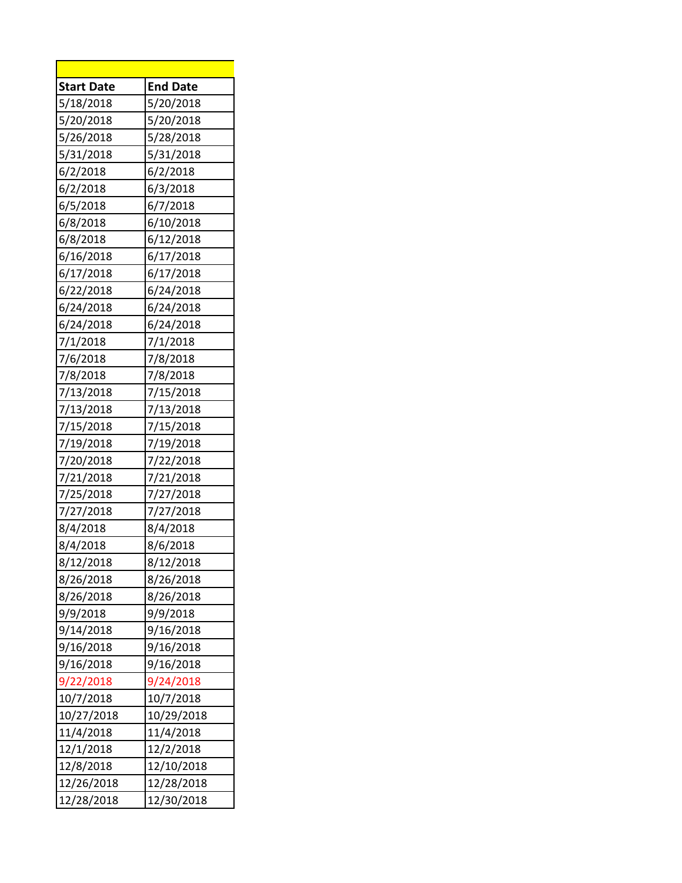| Start Date | End Date |
|---|---|
| 5/18/2018 | 5/20/2018 |
| 5/20/2018 | 5/20/2018 |
| 5/26/2018 | 5/28/2018 |
| 5/31/2018 | 5/31/2018 |
| 6/2/2018 | 6/2/2018 |
| 6/2/2018 | 6/3/2018 |
| 6/5/2018 | 6/7/2018 |
| 6/8/2018 | 6/10/2018 |
| 6/8/2018 | 6/12/2018 |
| 6/16/2018 | 6/17/2018 |
| 6/17/2018 | 6/17/2018 |
| 6/22/2018 | 6/24/2018 |
| 6/24/2018 | 6/24/2018 |
| 6/24/2018 | 6/24/2018 |
| 7/1/2018 | 7/1/2018 |
| 7/6/2018 | 7/8/2018 |
| 7/8/2018 | 7/8/2018 |
| 7/13/2018 | 7/15/2018 |
| 7/13/2018 | 7/13/2018 |
| 7/15/2018 | 7/15/2018 |
| 7/19/2018 | 7/19/2018 |
| 7/20/2018 | 7/22/2018 |
| 7/21/2018 | 7/21/2018 |
| 7/25/2018 | 7/27/2018 |
| 7/27/2018 | 7/27/2018 |
| 8/4/2018 | 8/4/2018 |
| 8/4/2018 | 8/6/2018 |
| 8/12/2018 | 8/12/2018 |
| 8/26/2018 | 8/26/2018 |
| 8/26/2018 | 8/26/2018 |
| 9/9/2018 | 9/9/2018 |
| 9/14/2018 | 9/16/2018 |
| 9/16/2018 | 9/16/2018 |
| 9/16/2018 | 9/16/2018 |
| 9/22/2018 | 9/24/2018 |
| 10/7/2018 | 10/7/2018 |
| 10/27/2018 | 10/29/2018 |
| 11/4/2018 | 11/4/2018 |
| 12/1/2018 | 12/2/2018 |
| 12/8/2018 | 12/10/2018 |
| 12/26/2018 | 12/28/2018 |
| 12/28/2018 | 12/30/2018 |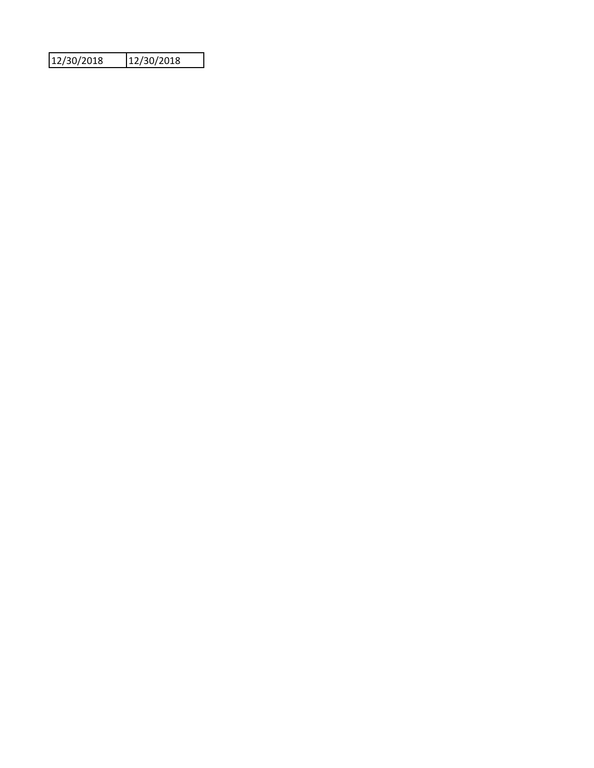| | |
|---|---|
| 12/30/2018 | 12/30/2018 |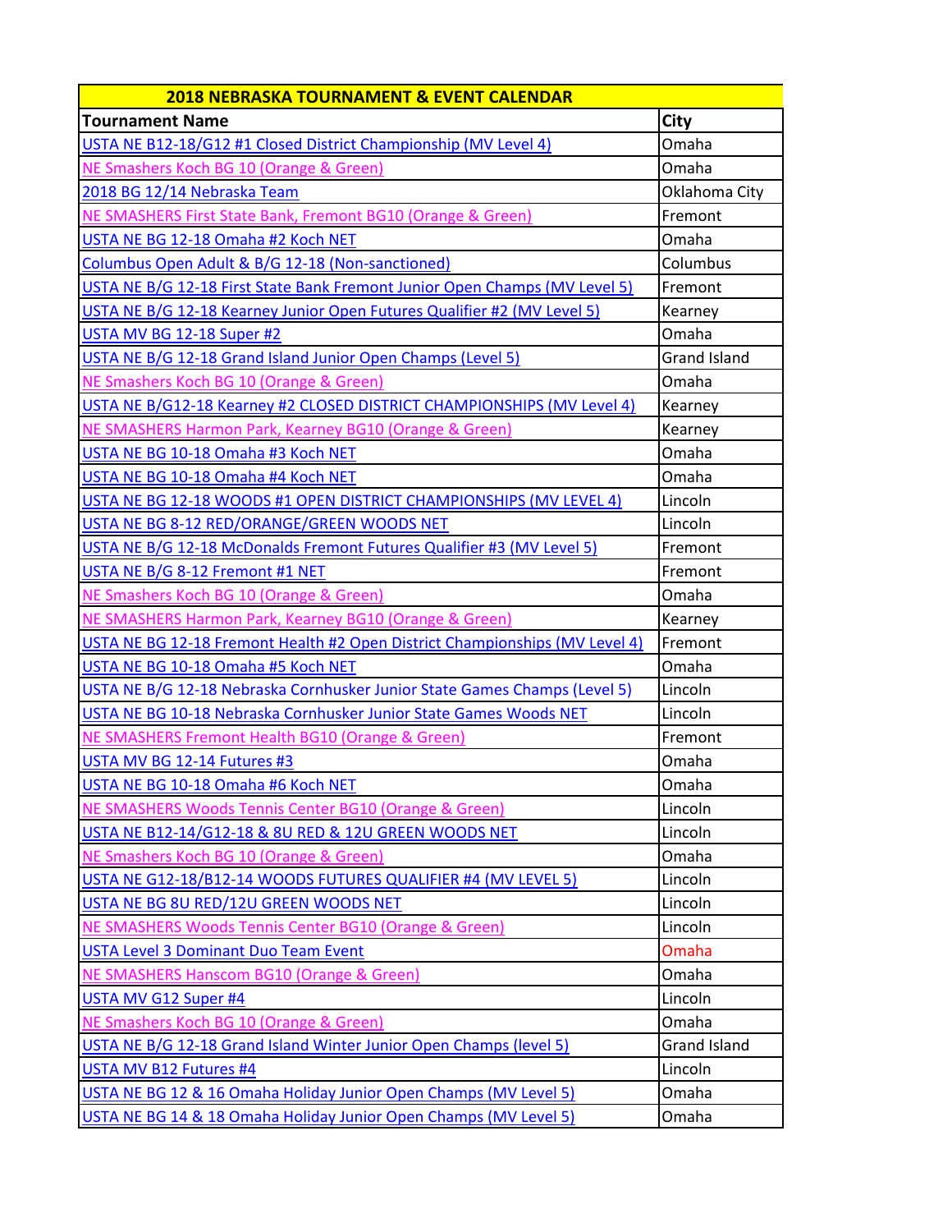| 2018 NEBRASKA TOURNAMENT & EVENT CALENDAR | |
|---|---|
| **Tournament Name** | **City** |
| USTA NE B12-18/G12 #1 Closed District Championship (MV Level 4) | Omaha |
| NE Smashers Koch BG 10 (Orange & Green) | Omaha |
| 2018 BG 12/14 Nebraska Team | Oklahoma City |
| NE SMASHERS First State Bank, Fremont BG10 (Orange & Green) | Fremont |
| USTA NE BG 12-18 Omaha #2 Koch NET | Omaha |
| Columbus Open Adult & B/G 12-18 (Non-sanctioned) | Columbus |
| USTA NE B/G 12-18 First State Bank Fremont Junior Open Champs (MV Level 5) | Fremont |
| USTA NE B/G 12-18 Kearney Junior Open Futures Qualifier #2 (MV Level 5) | Kearney |
| USTA MV BG 12-18 Super #2 | Omaha |
| USTA NE B/G 12-18 Grand Island Junior Open Champs (Level 5) | Grand Island |
| NE Smashers Koch BG 10 (Orange & Green) | Omaha |
| USTA NE B/G12-18 Kearney #2 CLOSED DISTRICT CHAMPIONSHIPS (MV Level 4) | Kearney |
| NE SMASHERS Harmon Park, Kearney BG10 (Orange & Green) | Kearney |
| USTA NE BG 10-18 Omaha #3 Koch NET | Omaha |
| USTA NE BG 10-18 Omaha #4 Koch NET | Omaha |
| USTA NE BG 12-18 WOODS #1 OPEN DISTRICT CHAMPIONSHIPS (MV LEVEL 4) | Lincoln |
| USTA NE BG 8-12 RED/ORANGE/GREEN WOODS NET | Lincoln |
| USTA NE B/G 12-18 McDonalds Fremont Futures Qualifier #3 (MV Level 5) | Fremont |
| USTA NE B/G 8-12 Fremont #1 NET | Fremont |
| NE Smashers Koch BG 10 (Orange & Green) | Omaha |
| NE SMASHERS Harmon Park, Kearney BG10 (Orange & Green) | Kearney |
| USTA NE BG 12-18 Fremont Health #2 Open District Championships (MV Level 4) | Fremont |
| USTA NE BG 10-18 Omaha #5 Koch NET | Omaha |
| USTA NE B/G 12-18 Nebraska Cornhusker Junior State Games Champs (Level 5) | Lincoln |
| USTA NE BG 10-18 Nebraska Cornhusker Junior State Games Woods NET | Lincoln |
| NE SMASHERS Fremont Health BG10 (Orange & Green) | Fremont |
| USTA MV BG 12-14 Futures #3 | Omaha |
| USTA NE BG 10-18 Omaha #6 Koch NET | Omaha |
| NE SMASHERS Woods Tennis Center BG10 (Orange & Green) | Lincoln |
| USTA NE B12-14/G12-18 & 8U RED & 12U GREEN WOODS NET | Lincoln |
| NE Smashers Koch BG 10 (Orange & Green) | Omaha |
| USTA NE G12-18/B12-14 WOODS FUTURES QUALIFIER #4 (MV LEVEL 5) | Lincoln |
| USTA NE BG 8U RED/12U GREEN WOODS NET | Lincoln |
| NE SMASHERS Woods Tennis Center BG10 (Orange & Green) | Lincoln |
| USTA Level 3 Dominant Duo Team Event | Omaha |
| NE SMASHERS Hanscom BG10 (Orange & Green) | Omaha |
| USTA MV G12 Super #4 | Lincoln |
| NE Smashers Koch BG 10 (Orange & Green) | Omaha |
| USTA NE B/G 12-18 Grand Island Winter Junior Open Champs (level 5) | Grand Island |
| USTA MV B12 Futures #4 | Lincoln |
| USTA NE BG 12 & 16 Omaha Holiday Junior Open Champs (MV Level 5) | Omaha |
| USTA NE BG 14 & 18 Omaha Holiday Junior Open Champs (MV Level 5) | Omaha |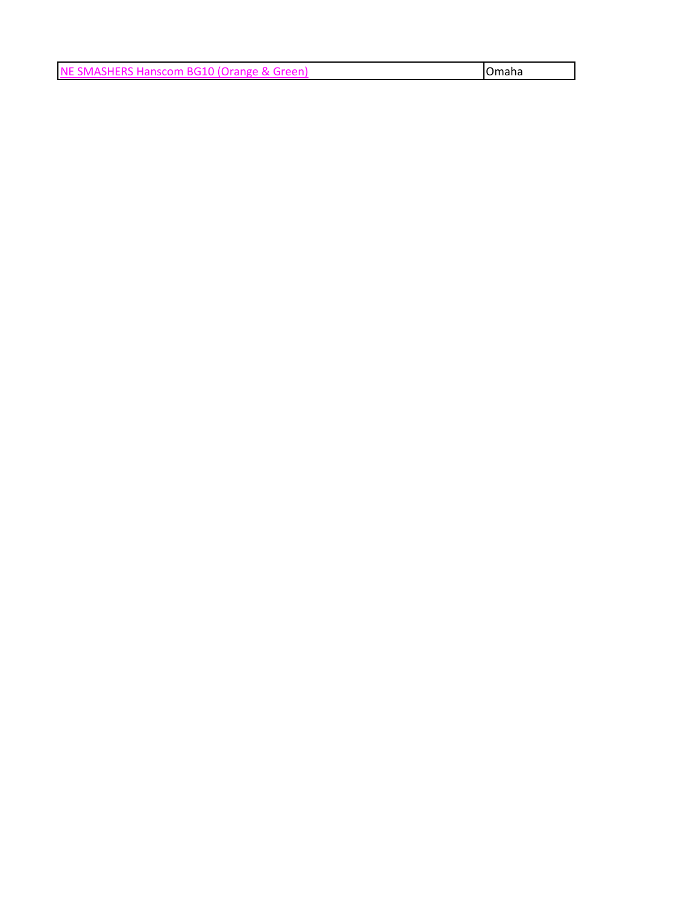| | |
|---|---|
| NE SMASHERS Hanscom BG10 (Orange & Green) | Omaha |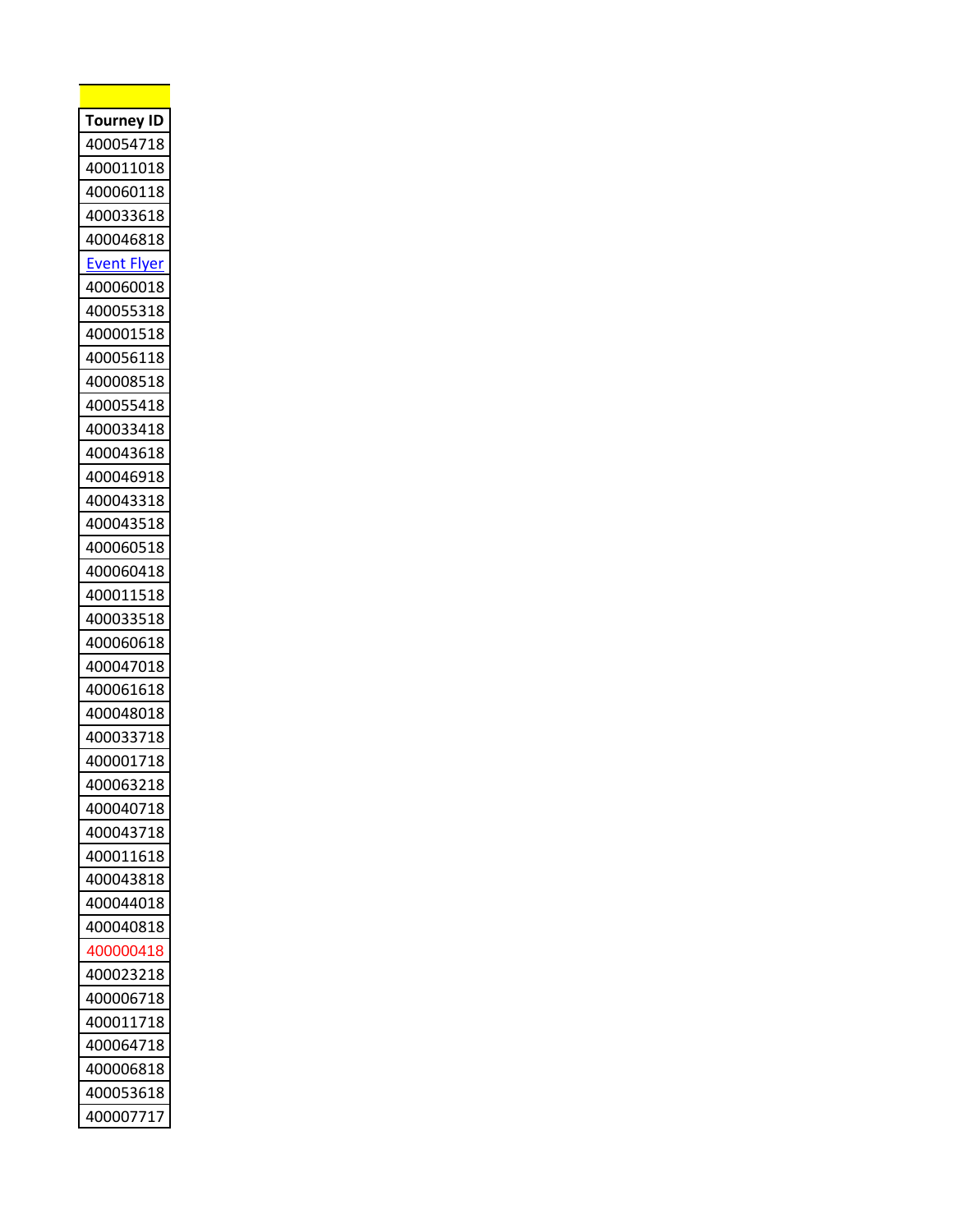| |
|---|
| Tourney ID |
| 400054718 |
| 400011018 |
| 400060118 |
| 400033618 |
| 400046818 |
| Event Flyer |
| 400060018 |
| 400055318 |
| 400001518 |
| 400056118 |
| 400008518 |
| 400055418 |
| 400033418 |
| 400043618 |
| 400046918 |
| 400043318 |
| 400043518 |
| 400060518 |
| 400060418 |
| 400011518 |
| 400033518 |
| 400060618 |
| 400047018 |
| 400061618 |
| 400048018 |
| 400033718 |
| 400001718 |
| 400063218 |
| 400040718 |
| 400043718 |
| 400011618 |
| 400043818 |
| 400044018 |
| 400040818 |
| 400000418 |
| 400023218 |
| 400006718 |
| 400011718 |
| 400064718 |
| 400006818 |
| 400053618 |
| 400007717 |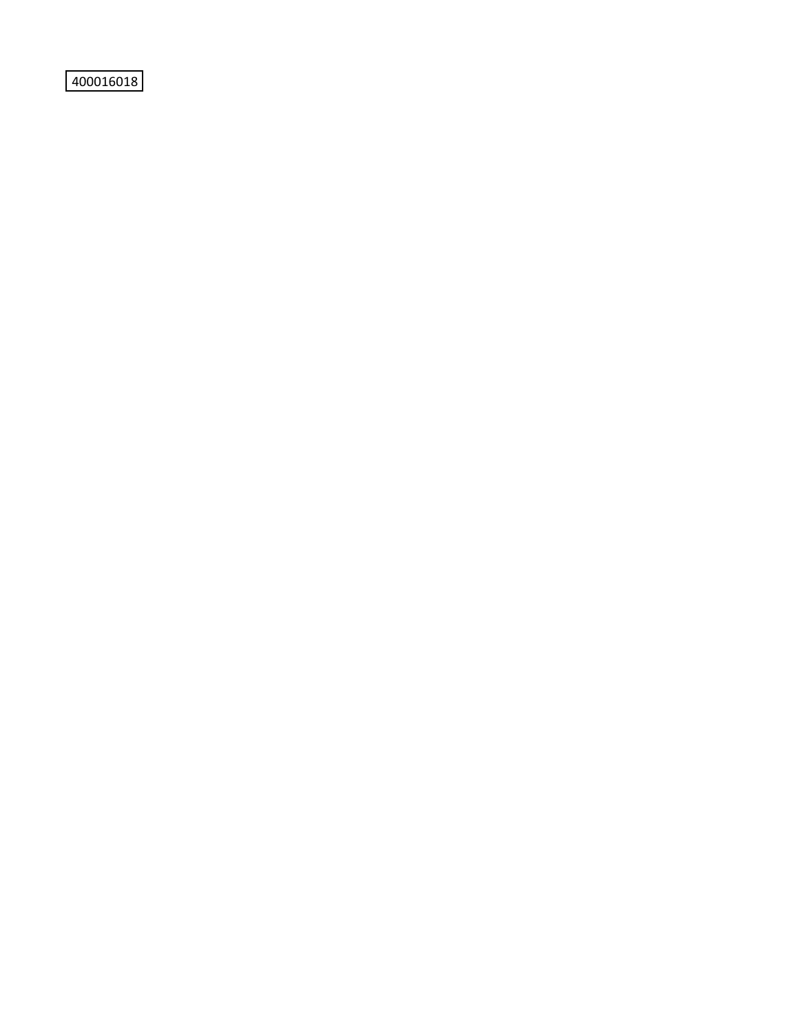400016018